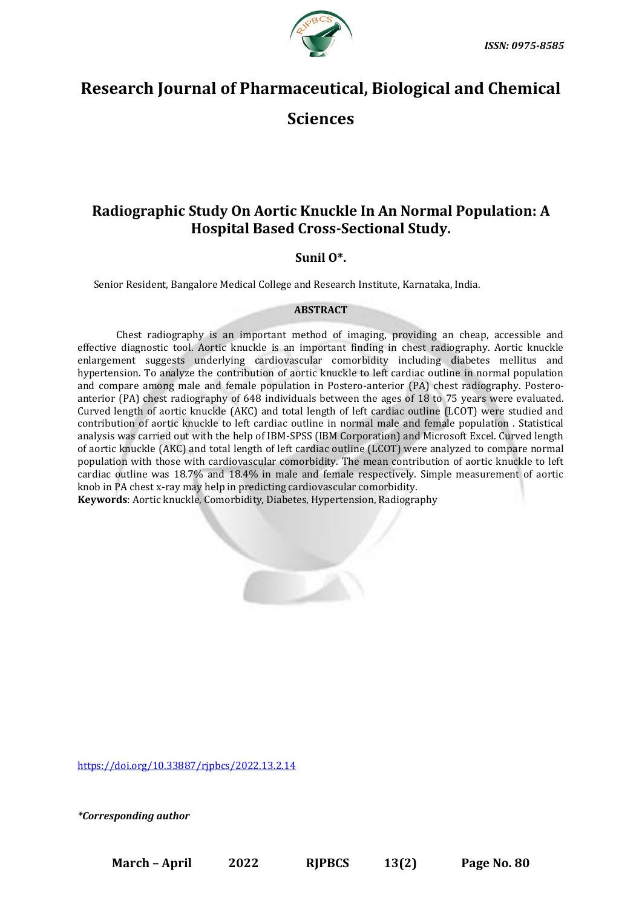ISSN: 0975-8585

# Research Journal of Pharmaceutical, Biological and Chemical Sciences

## Radiographic Study On Aortic Knuckle In An Normal Population: A Hospital Based Cross-Sectional Study.

**Sunil O\*.**

Senior Resident, Bangalore Medical College and Research Institute, Karnataka, India.

### ABSTRACT

Chest radiography is an important method of imaging, providing an cheap, accessible and effective diagnostic tool. Aortic knuckle is an important finding in chest radiography. Aortic knuckle enlargement suggests underlying cardiovascular comorbidity including diabetes mellitus and hypertension. To analyze the contribution of aortic knuckle to left cardiac outline in normal population and compare among male and female population in Postero-anterior (PA) chest radiography. Postero-anterior (PA) chest radiography of 648 individuals between the ages of 18 to 75 years were evaluated. Curved length of aortic knuckle (AKC) and total length of left cardiac outline (LCOT) were studied and contribution of aortic knuckle to left cardiac outline in normal male and female population . Statistical analysis was carried out with the help of IBM-SPSS (IBM Corporation) and Microsoft Excel. Curved length of aortic knuckle (AKC) and total length of left cardiac outline (LCOT) were analyzed to compare normal population with those with cardiovascular comorbidity. The mean contribution of aortic knuckle to left cardiac outline was 18.7% and 18.4% in male and female respectively. Simple measurement of aortic knob in PA chest x-ray may help in predicting cardiovascular comorbidity.

**Keywords**: Aortic knuckle, Comorbidity, Diabetes, Hypertension, Radiography

https://doi.org/10.33887/rjpbcs/2022.13.2.14

*\*Corresponding author*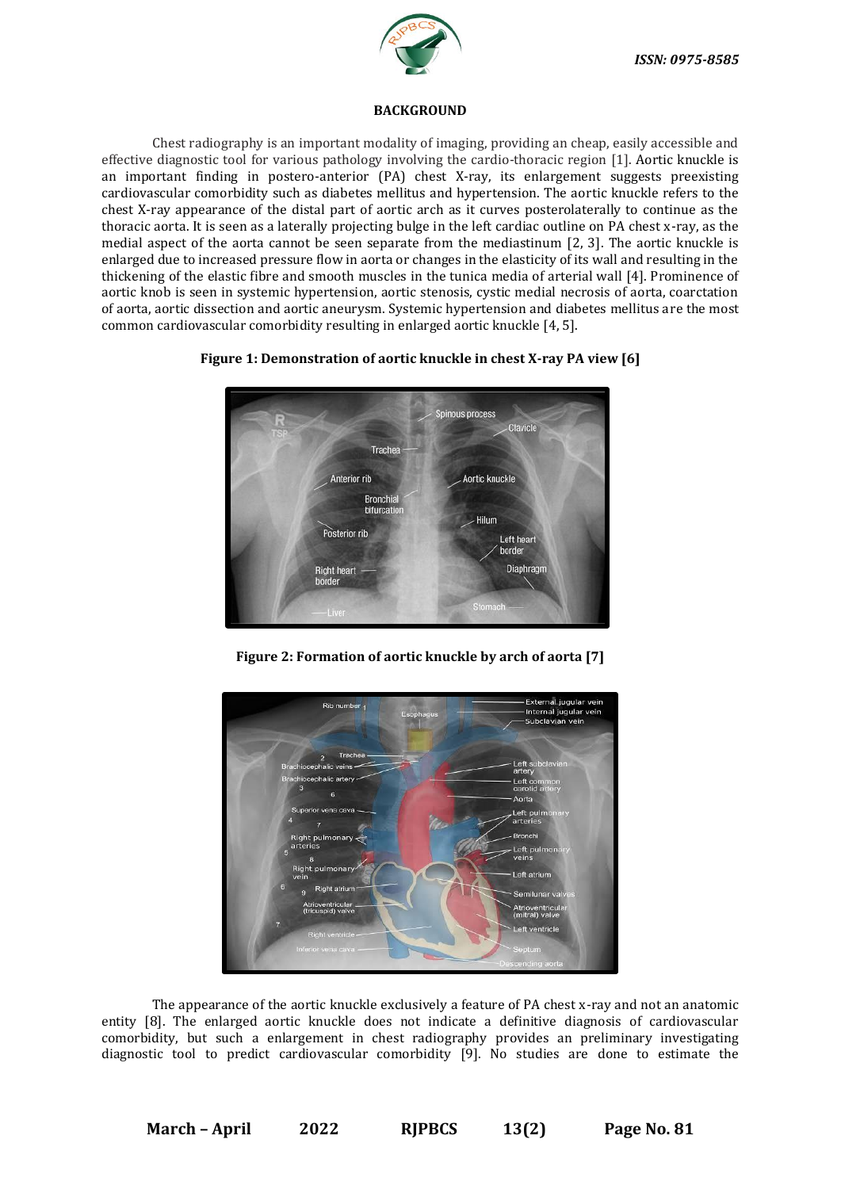## BACKGROUND

Chest radiography is an important modality of imaging, providing an cheap, easily accessible and effective diagnostic tool for various pathology involving the cardio-thoracic region [1]. Aortic knuckle is an important finding in postero-anterior (PA) chest X-ray, its enlargement suggests preexisting cardiovascular comorbidity such as diabetes mellitus and hypertension. The aortic knuckle refers to the chest X-ray appearance of the distal part of aortic arch as it curves posterolaterally to continue as the thoracic aorta. It is seen as a laterally projecting bulge in the left cardiac outline on PA chest x-ray, as the medial aspect of the aorta cannot be seen separate from the mediastinum [2, 3]. The aortic knuckle is enlarged due to increased pressure flow in aorta or changes in the elasticity of its wall and resulting in the thickening of the elastic fibre and smooth muscles in the tunica media of arterial wall [4]. Prominence of aortic knob is seen in systemic hypertension, aortic stenosis, cystic medial necrosis of aorta, coarctation of aorta, aortic dissection and aortic aneurysm. Systemic hypertension and diabetes mellitus are the most common cardiovascular comorbidity resulting in enlarged aortic knuckle [4, 5].

**Figure 1: Demonstration of aortic knuckle in chest X-ray PA view [6]**

**Figure 2: Formation of aortic knuckle by arch of aorta [7]**

The appearance of the aortic knuckle exclusively a feature of PA chest x-ray and not an anatomic entity [8]. The enlarged aortic knuckle does not indicate a definitive diagnosis of cardiovascular comorbidity, but such a enlargement in chest radiography provides an preliminary investigating diagnostic tool to predict cardiovascular comorbidity [9]. No studies are done to estimate the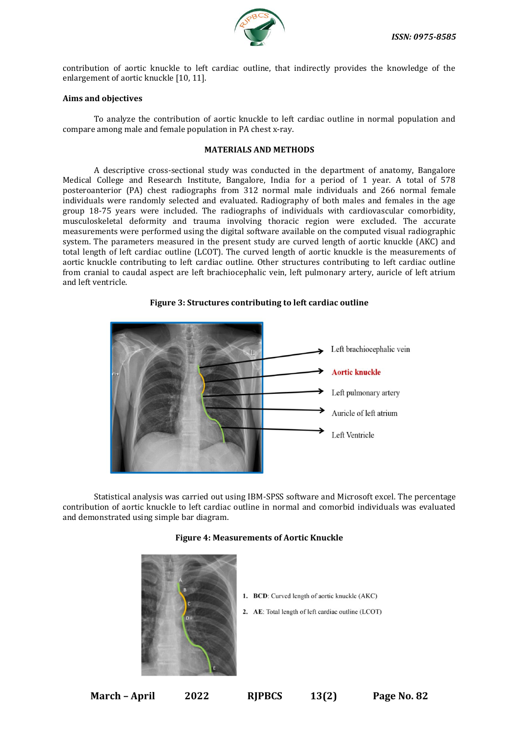contribution of aortic knuckle to left cardiac outline, that indirectly provides the knowledge of the enlargement of aortic knuckle [10, 11].

**Aims and objectives**

To analyze the contribution of aortic knuckle to left cardiac outline in normal population and compare among male and female population in PA chest x-ray.

## MATERIALS AND METHODS

A descriptive cross-sectional study was conducted in the department of anatomy, Bangalore Medical College and Research Institute, Bangalore, India for a period of 1 year. A total of 578 posteroanterior (PA) chest radiographs from 312 normal male individuals and 266 normal female individuals were randomly selected and evaluated. Radiography of both males and females in the age group 18-75 years were included. The radiographs of individuals with cardiovascular comorbidity, musculoskeletal deformity and trauma involving thoracic region were excluded. The accurate measurements were performed using the digital software available on the computed visual radiographic system. The parameters measured in the present study are curved length of aortic knuckle (AKC) and total length of left cardiac outline (LCOT). The curved length of aortic knuckle is the measurements of aortic knuckle contributing to left cardiac outline. Other structures contributing to left cardiac outline from cranial to caudal aspect are left brachiocephalic vein, left pulmonary artery, auricle of left atrium and left ventricle.

**Figure 3: Structures contributing to left cardiac outline**

Left brachiocephalic vein

Aortic knuckle

Left pulmonary artery

Auricle of left atrium

Left Ventricle

Statistical analysis was carried out using IBM-SPSS software and Microsoft excel. The percentage contribution of aortic knuckle to left cardiac outline in normal and comorbid individuals was evaluated and demonstrated using simple bar diagram.

**Figure 4: Measurements of Aortic Knuckle**

1. **BCD**: Curved length of aortic knuckle (AKC)
2. **AE**: Total length of left cardiac outline (LCOT)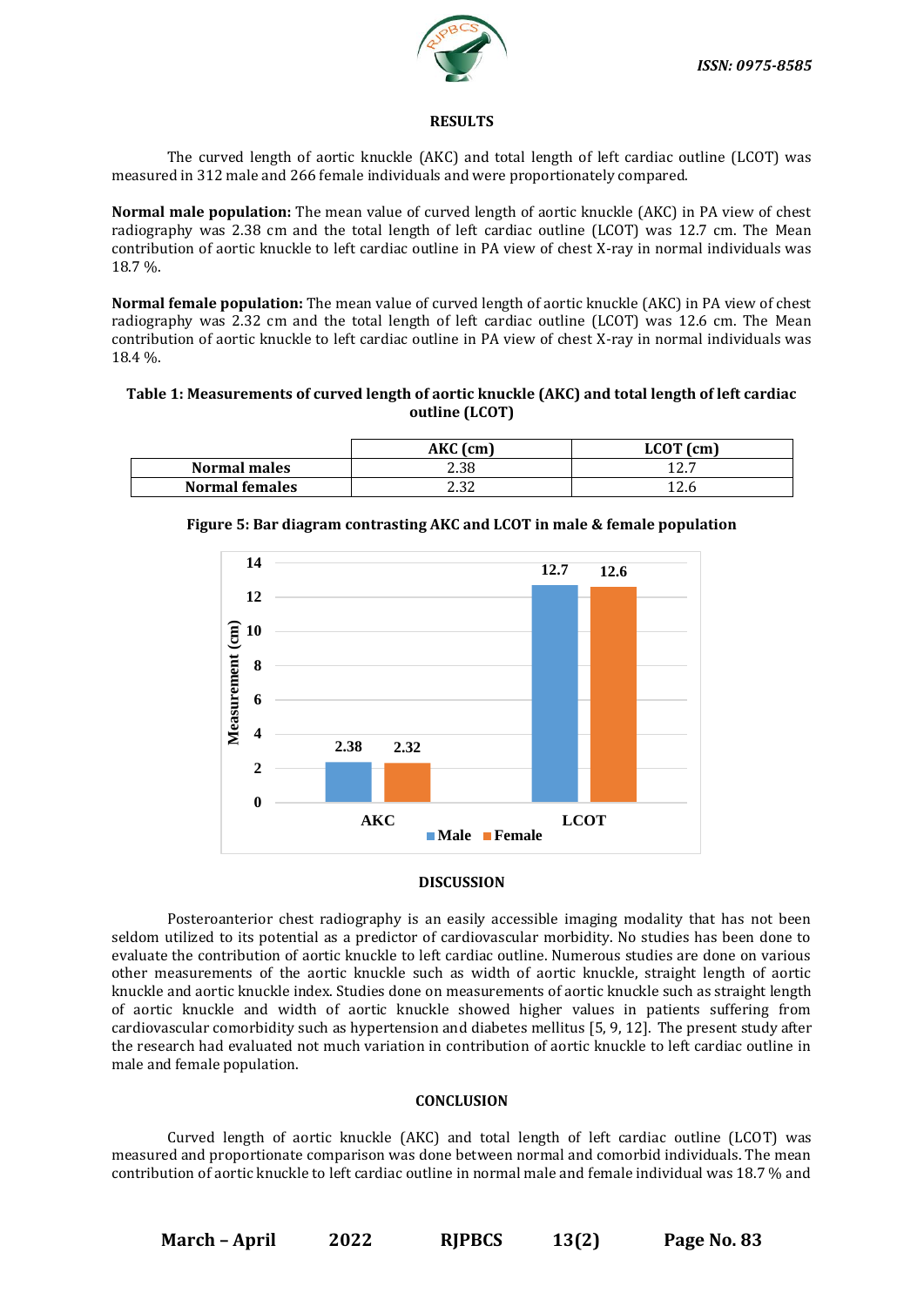## RESULTS

The curved length of aortic knuckle (AKC) and total length of left cardiac outline (LCOT) was measured in 312 male and 266 female individuals and were proportionately compared.

**Normal male population:** The mean value of curved length of aortic knuckle (AKC) in PA view of chest radiography was 2.38 cm and the total length of left cardiac outline (LCOT) was 12.7 cm. The Mean contribution of aortic knuckle to left cardiac outline in PA view of chest X-ray in normal individuals was 18.7 %.

**Normal female population:** The mean value of curved length of aortic knuckle (AKC) in PA view of chest radiography was 2.32 cm and the total length of left cardiac outline (LCOT) was 12.6 cm. The Mean contribution of aortic knuckle to left cardiac outline in PA view of chest X-ray in normal individuals was 18.4 %.

**Table 1: Measurements of curved length of aortic knuckle (AKC) and total length of left cardiac outline (LCOT)**

| | AKC (cm) | LCOT (cm) |
|---|---|---|
| **Normal males** | 2.38 | 12.7 |
| **Normal females** | 2.32 | 12.6 |

**Figure 5: Bar diagram contrasting AKC and LCOT in male & female population**

Measurement (cm)
14
12
10
8
6
4
2
0
2.38
2.32
12.7
12.6
AKC
LCOT
Male
Female

## DISCUSSION

Posteroanterior chest radiography is an easily accessible imaging modality that has not been seldom utilized to its potential as a predictor of cardiovascular morbidity. No studies has been done to evaluate the contribution of aortic knuckle to left cardiac outline. Numerous studies are done on various other measurements of the aortic knuckle such as width of aortic knuckle, straight length of aortic knuckle and aortic knuckle index. Studies done on measurements of aortic knuckle such as straight length of aortic knuckle and width of aortic knuckle showed higher values in patients suffering from cardiovascular comorbidity such as hypertension and diabetes mellitus [5, 9, 12]. The present study after the research had evaluated not much variation in contribution of aortic knuckle to left cardiac outline in male and female population.

## CONCLUSION

Curved length of aortic knuckle (AKC) and total length of left cardiac outline (LCOT) was measured and proportionate comparison was done between normal and comorbid individuals. The mean contribution of aortic knuckle to left cardiac outline in normal male and female individual was 18.7 % and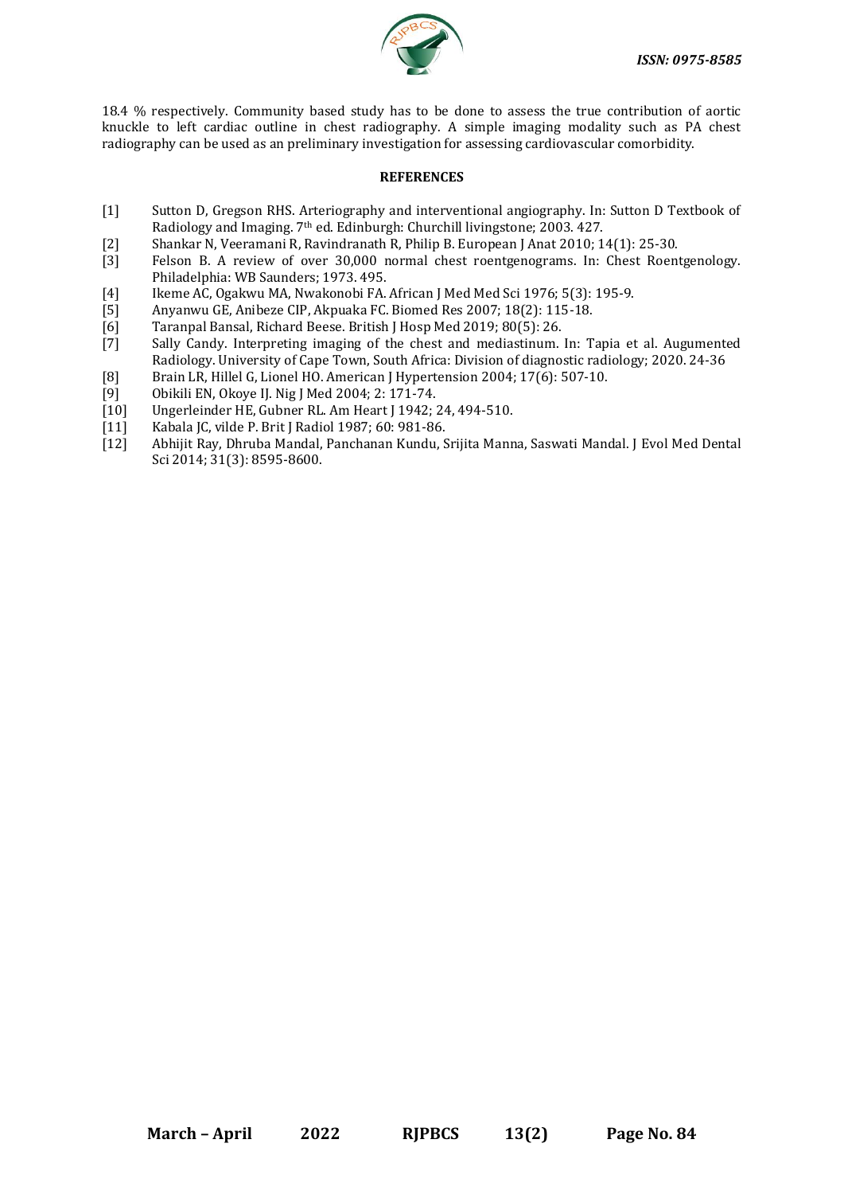18.4 % respectively. Community based study has to be done to assess the true contribution of aortic knuckle to left cardiac outline in chest radiography. A simple imaging modality such as PA chest radiography can be used as an preliminary investigation for assessing cardiovascular comorbidity.

## REFERENCES

[1] Sutton D, Gregson RHS. Arteriography and interventional angiography. In: Sutton D Textbook of Radiology and Imaging. 7th ed. Edinburgh: Churchill livingstone; 2003. 427.

[2] Shankar N, Veeramani R, Ravindranath R, Philip B. European J Anat 2010; 14(1): 25-30.

[3] Felson B. A review of over 30,000 normal chest roentgenograms. In: Chest Roentgenology. Philadelphia: WB Saunders; 1973. 495.

[4] Ikeme AC, Ogakwu MA, Nwakonobi FA. African J Med Med Sci 1976; 5(3): 195-9.

[5] Anyanwu GE, Anibeze CIP, Akpuaka FC. Biomed Res 2007; 18(2): 115-18.

[6] Taranpal Bansal, Richard Beese. British J Hosp Med 2019; 80(5): 26.

[7] Sally Candy. Interpreting imaging of the chest and mediastinum. In: Tapia et al. Augumented Radiology. University of Cape Town, South Africa: Division of diagnostic radiology; 2020. 24-36

[8] Brain LR, Hillel G, Lionel HO. American J Hypertension 2004; 17(6): 507-10.

[9] Obikili EN, Okoye IJ. Nig J Med 2004; 2: 171-74.

[10] Ungerleinder HE, Gubner RL. Am Heart J 1942; 24, 494-510.

[11] Kabala JC, vilde P. Brit J Radiol 1987; 60: 981-86.

[12] Abhijit Ray, Dhruba Mandal, Panchanan Kundu, Srijita Manna, Saswati Mandal. J Evol Med Dental Sci 2014; 31(3): 8595-8600.